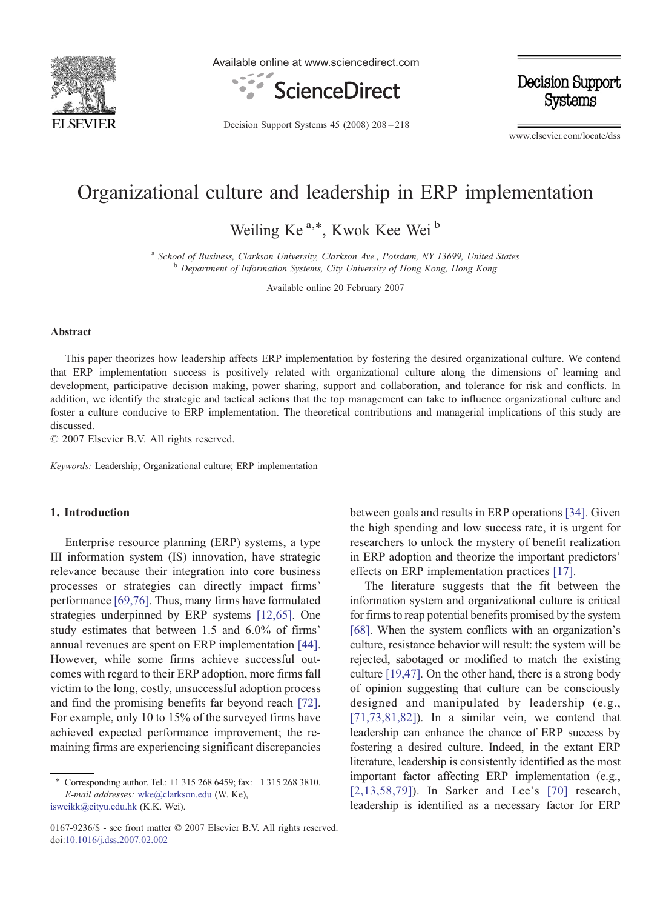# Organizational culture and leadership in ERP implementation

Weiling Ke [a,*], Kwok Kee Wei [b]

[a] *School of Business, Clarkson University, Clarkson Ave., Potsdam, NY 13699, United States*
[b] *Department of Information Systems, City University of Hong Kong, Hong Kong*

Available online 20 February 2007

## Abstract

This paper theorizes how leadership affects ERP implementation by fostering the desired organizational culture. We contend that ERP implementation success is positively related with organizational culture along the dimensions of learning and development, participative decision making, power sharing, support and collaboration, and tolerance for risk and conflicts. In addition, we identify the strategic and tactical actions that the top management can take to influence organizational culture and foster a culture conducive to ERP implementation. The theoretical contributions and managerial implications of this study are discussed.

© 2007 Elsevier B.V. All rights reserved.

*Keywords:* Leadership; Organizational culture; ERP implementation

## 1. Introduction

Enterprise resource planning (ERP) systems, a type III information system (IS) innovation, have strategic relevance because their integration into core business processes or strategies can directly impact firms' performance [69,76]. Thus, many firms have formulated strategies underpinned by ERP systems [12,65]. One study estimates that between 1.5 and 6.0% of firms' annual revenues are spent on ERP implementation [44]. However, while some firms achieve successful outcomes with regard to their ERP adoption, more firms fall victim to the long, costly, unsuccessful adoption process and find the promising benefits far beyond reach [72]. For example, only 10 to 15% of the surveyed firms have achieved expected performance improvement; the remaining firms are experiencing significant discrepancies between goals and results in ERP operations [34]. Given the high spending and low success rate, it is urgent for researchers to unlock the mystery of benefit realization in ERP adoption and theorize the important predictors' effects on ERP implementation practices [17].

The literature suggests that the fit between the information system and organizational culture is critical for firms to reap potential benefits promised by the system [68]. When the system conflicts with an organization's culture, resistance behavior will result: the system will be rejected, sabotaged or modified to match the existing culture [19,47]. On the other hand, there is a strong body of opinion suggesting that culture can be consciously designed and manipulated by leadership (e.g., [71,73,81,82]). In a similar vein, we contend that leadership can enhance the chance of ERP success by fostering a desired culture. Indeed, in the extant ERP literature, leadership is consistently identified as the most important factor affecting ERP implementation (e.g., [2,13,58,79]). In Sarker and Lee's [70] research, leadership is identified as a necessary factor for ERP

---

\* Corresponding author. Tel.: +1 315 268 6459; fax: +1 315 268 3810.
*E-mail addresses:* wke@clarkson.edu (W. Ke), isweikk@cityu.edu.hk (K.K. Wei).

0167-9236/$ - see front matter © 2007 Elsevier B.V. All rights reserved.
doi:10.1016/j.dss.2007.02.002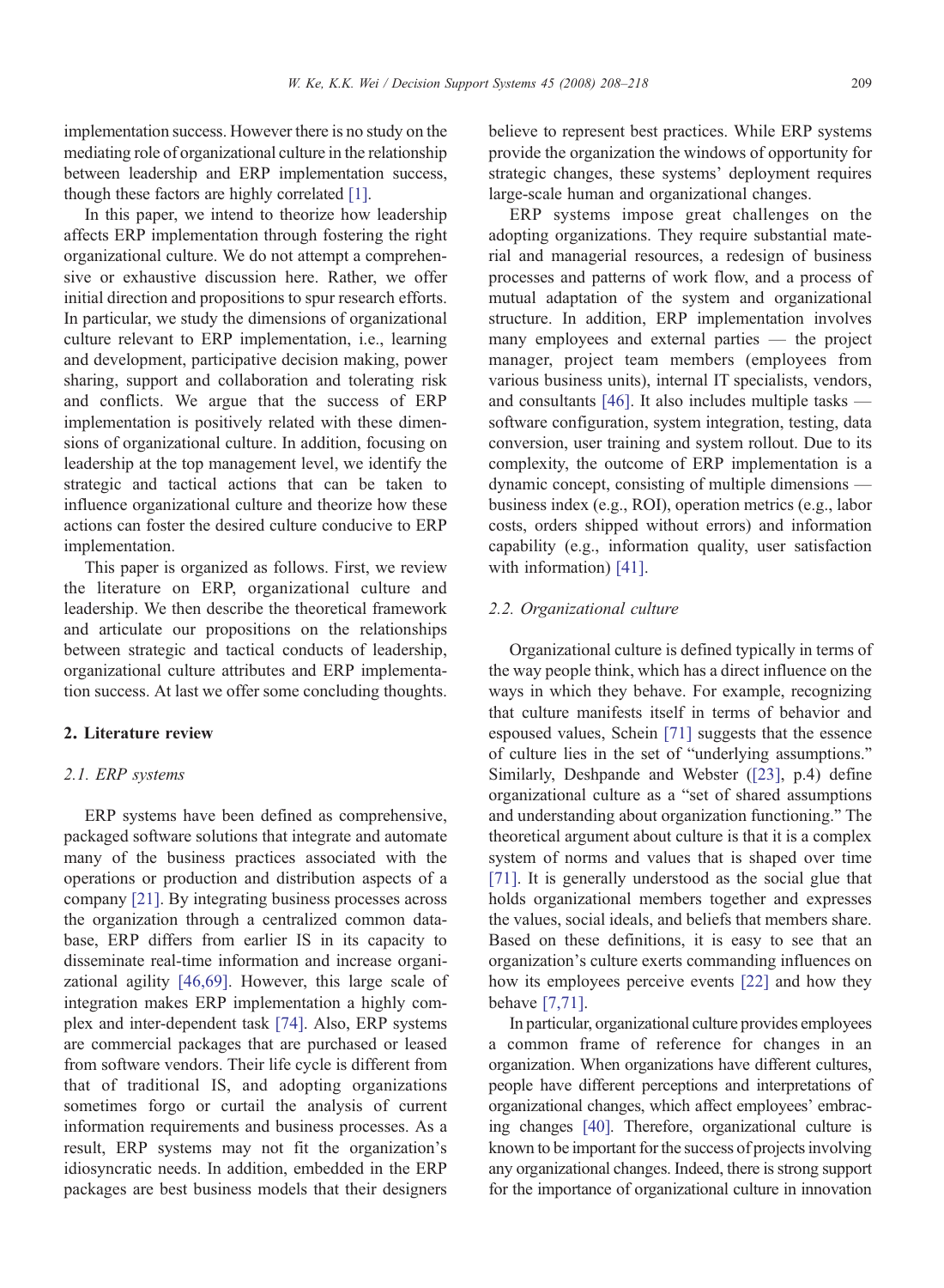implementation success. However there is no study on the mediating role of organizational culture in the relationship between leadership and ERP implementation success, though these factors are highly correlated [1].

In this paper, we intend to theorize how leadership affects ERP implementation through fostering the right organizational culture. We do not attempt a comprehensive or exhaustive discussion here. Rather, we offer initial direction and propositions to spur research efforts. In particular, we study the dimensions of organizational culture relevant to ERP implementation, i.e., learning and development, participative decision making, power sharing, support and collaboration and tolerating risk and conflicts. We argue that the success of ERP implementation is positively related with these dimensions of organizational culture. In addition, focusing on leadership at the top management level, we identify the strategic and tactical actions that can be taken to influence organizational culture and theorize how these actions can foster the desired culture conducive to ERP implementation.

This paper is organized as follows. First, we review the literature on ERP, organizational culture and leadership. We then describe the theoretical framework and articulate our propositions on the relationships between strategic and tactical conducts of leadership, organizational culture attributes and ERP implementation success. At last we offer some concluding thoughts.

## 2. Literature review

### 2.1. ERP systems

ERP systems have been defined as comprehensive, packaged software solutions that integrate and automate many of the business practices associated with the operations or production and distribution aspects of a company [21]. By integrating business processes across the organization through a centralized common database, ERP differs from earlier IS in its capacity to disseminate real-time information and increase organizational agility [46,69]. However, this large scale of integration makes ERP implementation a highly complex and inter-dependent task [74]. Also, ERP systems are commercial packages that are purchased or leased from software vendors. Their life cycle is different from that of traditional IS, and adopting organizations sometimes forgo or curtail the analysis of current information requirements and business processes. As a result, ERP systems may not fit the organization's idiosyncratic needs. In addition, embedded in the ERP packages are best business models that their designers believe to represent best practices. While ERP systems provide the organization the windows of opportunity for strategic changes, these systems' deployment requires large-scale human and organizational changes.

ERP systems impose great challenges on the adopting organizations. They require substantial material and managerial resources, a redesign of business processes and patterns of work flow, and a process of mutual adaptation of the system and organizational structure. In addition, ERP implementation involves many employees and external parties — the project manager, project team members (employees from various business units), internal IT specialists, vendors, and consultants [46]. It also includes multiple tasks — software configuration, system integration, testing, data conversion, user training and system rollout. Due to its complexity, the outcome of ERP implementation is a dynamic concept, consisting of multiple dimensions — business index (e.g., ROI), operation metrics (e.g., labor costs, orders shipped without errors) and information capability (e.g., information quality, user satisfaction with information) [41].

### 2.2. Organizational culture

Organizational culture is defined typically in terms of the way people think, which has a direct influence on the ways in which they behave. For example, recognizing that culture manifests itself in terms of behavior and espoused values, Schein [71] suggests that the essence of culture lies in the set of "underlying assumptions." Similarly, Deshpande and Webster ([23], p.4) define organizational culture as a "set of shared assumptions and understanding about organization functioning." The theoretical argument about culture is that it is a complex system of norms and values that is shaped over time [71]. It is generally understood as the social glue that holds organizational members together and expresses the values, social ideals, and beliefs that members share. Based on these definitions, it is easy to see that an organization's culture exerts commanding influences on how its employees perceive events [22] and how they behave [7,71].

In particular, organizational culture provides employees a common frame of reference for changes in an organization. When organizations have different cultures, people have different perceptions and interpretations of organizational changes, which affect employees' embracing changes [40]. Therefore, organizational culture is known to be important for the success of projects involving any organizational changes. Indeed, there is strong support for the importance of organizational culture in innovation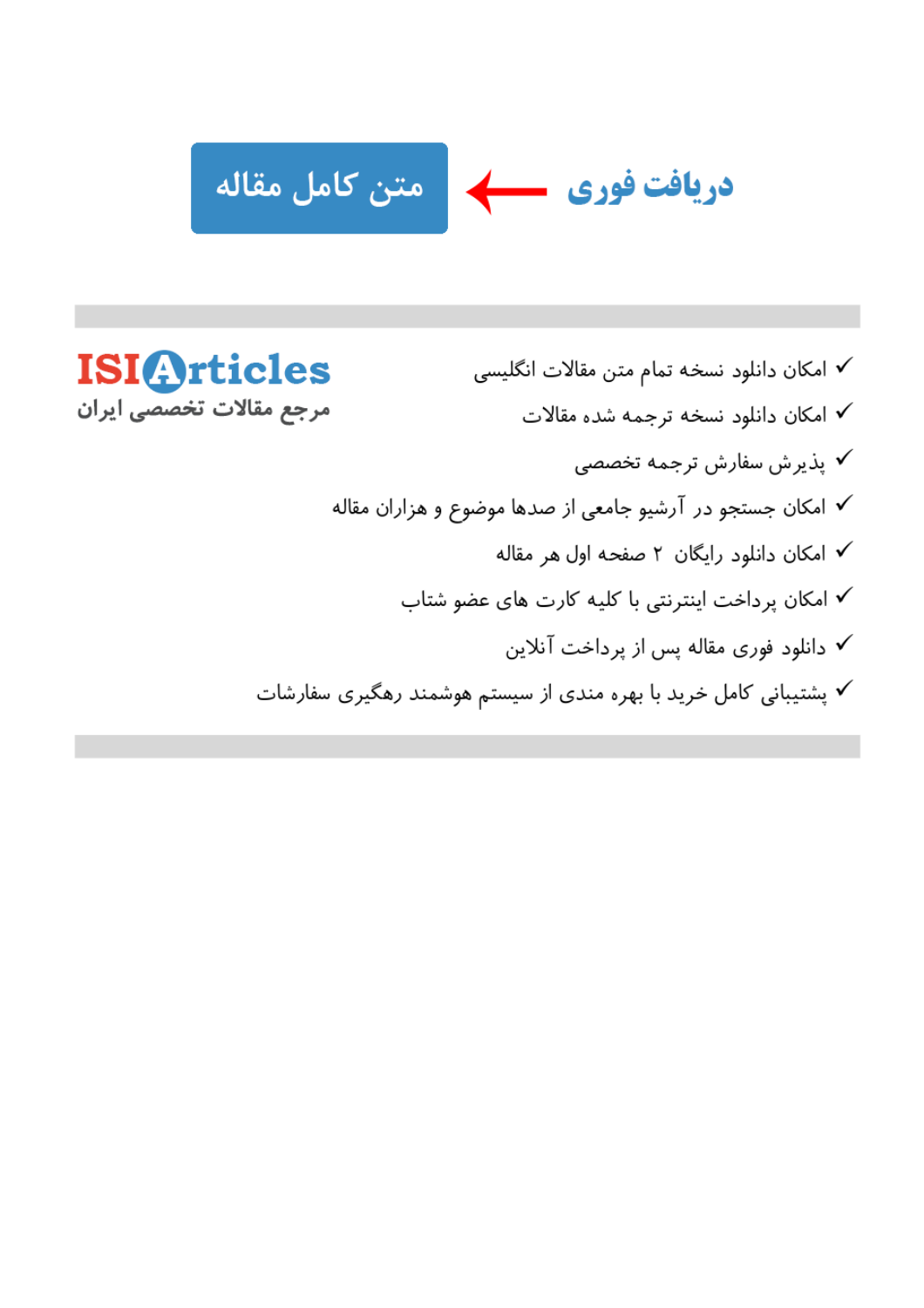**دریافت فوری** ← **متن کامل مقاله**

---

**ISIArticles**
مرجع مقالات تخصصی ایران

- ✓ امکان دانلود نسخه تمام متن مقالات انگلیسی
- ✓ امکان دانلود نسخه ترجمه شده مقالات
- ✓ پذیرش سفارش ترجمه تخصصی
- ✓ امکان جستجو در آرشیو جامعی از صدها موضوع و هزاران مقاله
- ✓ امکان دانلود رایگان ۲ صفحه اول هر مقاله
- ✓ امکان پرداخت اینترنتی با کلیه کارت های عضو شتاب
- ✓ دانلود فوری مقاله پس از پرداخت آنلاین
- ✓ پشتیبانی کامل خرید با بهره مندی از سیستم هوشمند رهگیری سفارشات

---